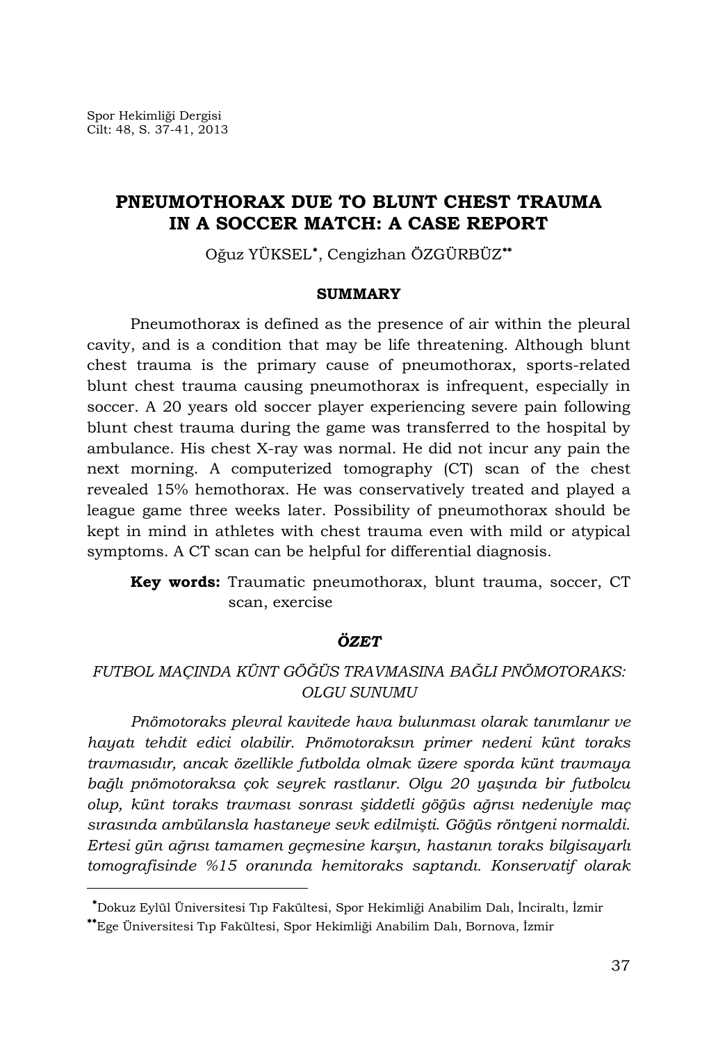# PNEUMOTHORAX DUE TO BLUNT CHEST TRAUMA IN A SOCCER MATCH: A CASE REPORT

Oğuz YÜKSEL*, Cengizhan ÖZGÜRBÜZ**

## SUMMARY

Pneumothorax is defined as the presence of air within the pleural cavity, and is a condition that may be life threatening. Although blunt chest trauma is the primary cause of pneumothorax, sports-related blunt chest trauma causing pneumothorax is infrequent, especially in soccer. A 20 years old soccer player experiencing severe pain following blunt chest trauma during the game was transferred to the hospital by ambulance. His chest X-ray was normal. He did not incur any pain the next morning. A computerized tomography (CT) scan of the chest revealed 15% hemothorax. He was conservatively treated and played a league game three weeks later. Possibility of pneumothorax should be kept in mind in athletes with chest trauma even with mild or atypical symptoms. A CT scan can be helpful for differential diagnosis.

**Key words:** Traumatic pneumothorax, blunt trauma, soccer, CT scan, exercise

## *ÖZET*

### *FUTBOL MAÇINDA KÜNT GÖĞÜS TRAVMASINA BAĞLI PNÖMOTORAKS: OLGU SUNUMU*

*Pnömotoraks plevral kavitede hava bulunması olarak tanımlanır ve hayatı tehdit edici olabilir. Pnömotoraksın primer nedeni künt toraks travmasıdır, ancak özellikle futbolda olmak üzere sporda künt travmaya bağlı pnömotoraksa çok seyrek rastlanır. Olgu 20 yaşında bir futbolcu olup, künt toraks travması sonrası şiddetli göğüs ağrısı nedeniyle maç sırasında ambülansla hastaneye sevk edilmişti. Göğüs röntgeni normaldi. Ertesi gün ağrısı tamamen geçmesine karşın, hastanın toraks bilgisayarlı tomografisinde %15 oranında hemitoraks saptandı. Konservatif olarak*

---

*Dokuz Eylül Üniversitesi Tıp Fakültesi, Spor Hekimliği Anabilim Dalı, İnciraltı, İzmir

**Ege Üniversitesi Tıp Fakültesi, Spor Hekimliği Anabilim Dalı, Bornova, İzmir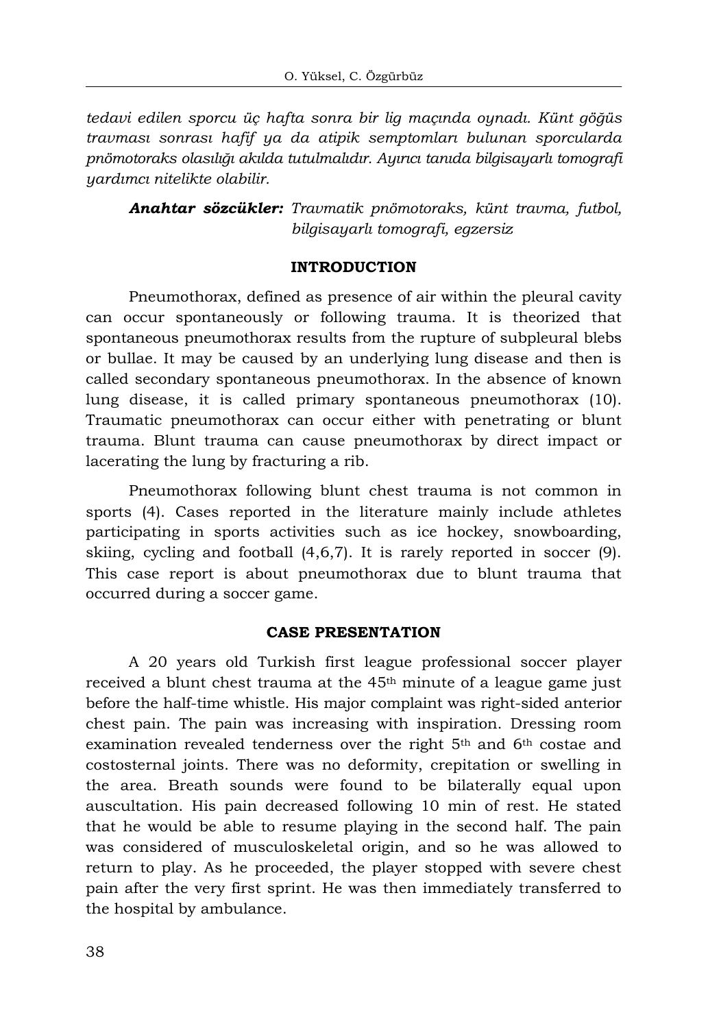*tedavi edilen sporcu üç hafta sonra bir lig maçında oynadı. Künt göğüs travması sonrası hafif ya da atipik semptomları bulunan sporcularda pnömotoraks olasılığı akılda tutulmalıdır. Ayırıcı tanıda bilgisayarlı tomografi yardımcı nitelikte olabilir.*

***Anahtar sözcükler:*** *Travmatik pnömotoraks, künt travma, futbol, bilgisayarlı tomografi, egzersiz*

## INTRODUCTION

Pneumothorax, defined as presence of air within the pleural cavity can occur spontaneously or following trauma. It is theorized that spontaneous pneumothorax results from the rupture of subpleural blebs or bullae. It may be caused by an underlying lung disease and then is called secondary spontaneous pneumothorax. In the absence of known lung disease, it is called primary spontaneous pneumothorax (10). Traumatic pneumothorax can occur either with penetrating or blunt trauma. Blunt trauma can cause pneumothorax by direct impact or lacerating the lung by fracturing a rib.

Pneumothorax following blunt chest trauma is not common in sports (4). Cases reported in the literature mainly include athletes participating in sports activities such as ice hockey, snowboarding, skiing, cycling and football (4,6,7). It is rarely reported in soccer (9). This case report is about pneumothorax due to blunt trauma that occurred during a soccer game.

## CASE PRESENTATION

A 20 years old Turkish first league professional soccer player received a blunt chest trauma at the 45$^{th}$ minute of a league game just before the half-time whistle. His major complaint was right-sided anterior chest pain. The pain was increasing with inspiration. Dressing room examination revealed tenderness over the right 5$^{th}$ and 6$^{th}$ costae and costosternal joints. There was no deformity, crepitation or swelling in the area. Breath sounds were found to be bilaterally equal upon auscultation. His pain decreased following 10 min of rest. He stated that he would be able to resume playing in the second half. The pain was considered of musculoskeletal origin, and so he was allowed to return to play. As he proceeded, the player stopped with severe chest pain after the very first sprint. He was then immediately transferred to the hospital by ambulance.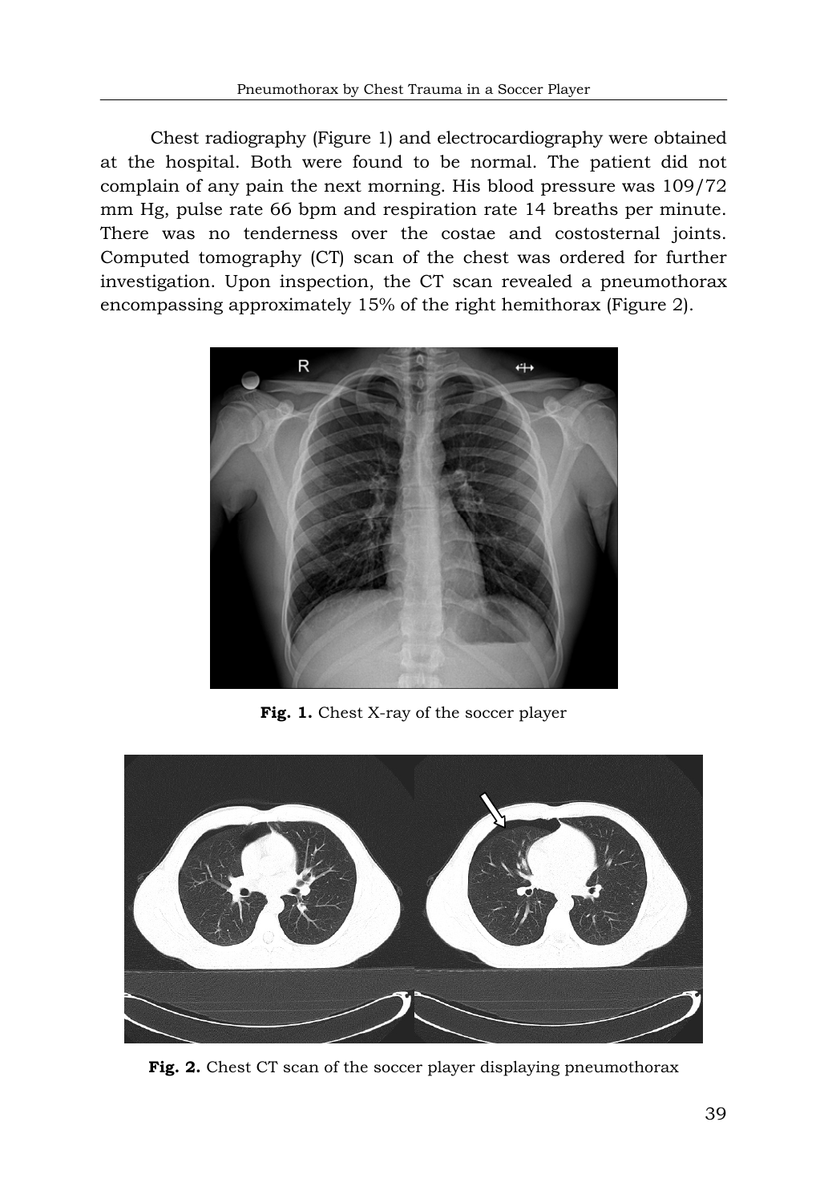Chest radiography (Figure 1) and electrocardiography were obtained at the hospital. Both were found to be normal. The patient did not complain of any pain the next morning. His blood pressure was 109/72 mm Hg, pulse rate 66 bpm and respiration rate 14 breaths per minute. There was no tenderness over the costae and costosternal joints. Computed tomography (CT) scan of the chest was ordered for further investigation. Upon inspection, the CT scan revealed a pneumothorax encompassing approximately 15% of the right hemithorax (Figure 2).

**Fig. 1.** Chest X-ray of the soccer player

**Fig. 2.** Chest CT scan of the soccer player displaying pneumothorax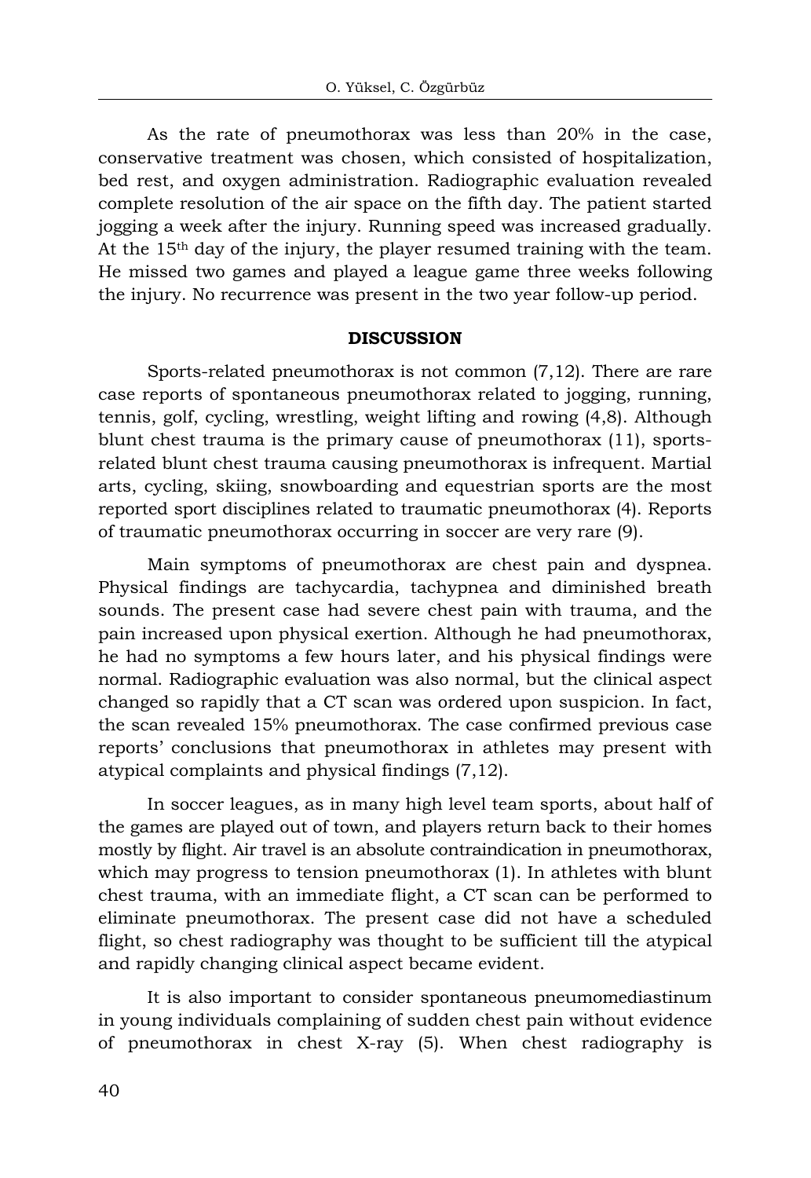As the rate of pneumothorax was less than 20% in the case, conservative treatment was chosen, which consisted of hospitalization, bed rest, and oxygen administration. Radiographic evaluation revealed complete resolution of the air space on the fifth day. The patient started jogging a week after the injury. Running speed was increased gradually. At the 15th day of the injury, the player resumed training with the team. He missed two games and played a league game three weeks following the injury. No recurrence was present in the two year follow-up period.

## DISCUSSION

Sports-related pneumothorax is not common (7,12). There are rare case reports of spontaneous pneumothorax related to jogging, running, tennis, golf, cycling, wrestling, weight lifting and rowing (4,8). Although blunt chest trauma is the primary cause of pneumothorax (11), sports-related blunt chest trauma causing pneumothorax is infrequent. Martial arts, cycling, skiing, snowboarding and equestrian sports are the most reported sport disciplines related to traumatic pneumothorax (4). Reports of traumatic pneumothorax occurring in soccer are very rare (9).

Main symptoms of pneumothorax are chest pain and dyspnea. Physical findings are tachycardia, tachypnea and diminished breath sounds. The present case had severe chest pain with trauma, and the pain increased upon physical exertion. Although he had pneumothorax, he had no symptoms a few hours later, and his physical findings were normal. Radiographic evaluation was also normal, but the clinical aspect changed so rapidly that a CT scan was ordered upon suspicion. In fact, the scan revealed 15% pneumothorax. The case confirmed previous case reports' conclusions that pneumothorax in athletes may present with atypical complaints and physical findings (7,12).

In soccer leagues, as in many high level team sports, about half of the games are played out of town, and players return back to their homes mostly by flight. Air travel is an absolute contraindication in pneumothorax, which may progress to tension pneumothorax (1). In athletes with blunt chest trauma, with an immediate flight, a CT scan can be performed to eliminate pneumothorax. The present case did not have a scheduled flight, so chest radiography was thought to be sufficient till the atypical and rapidly changing clinical aspect became evident.

It is also important to consider spontaneous pneumomediastinum in young individuals complaining of sudden chest pain without evidence of pneumothorax in chest X-ray (5). When chest radiography is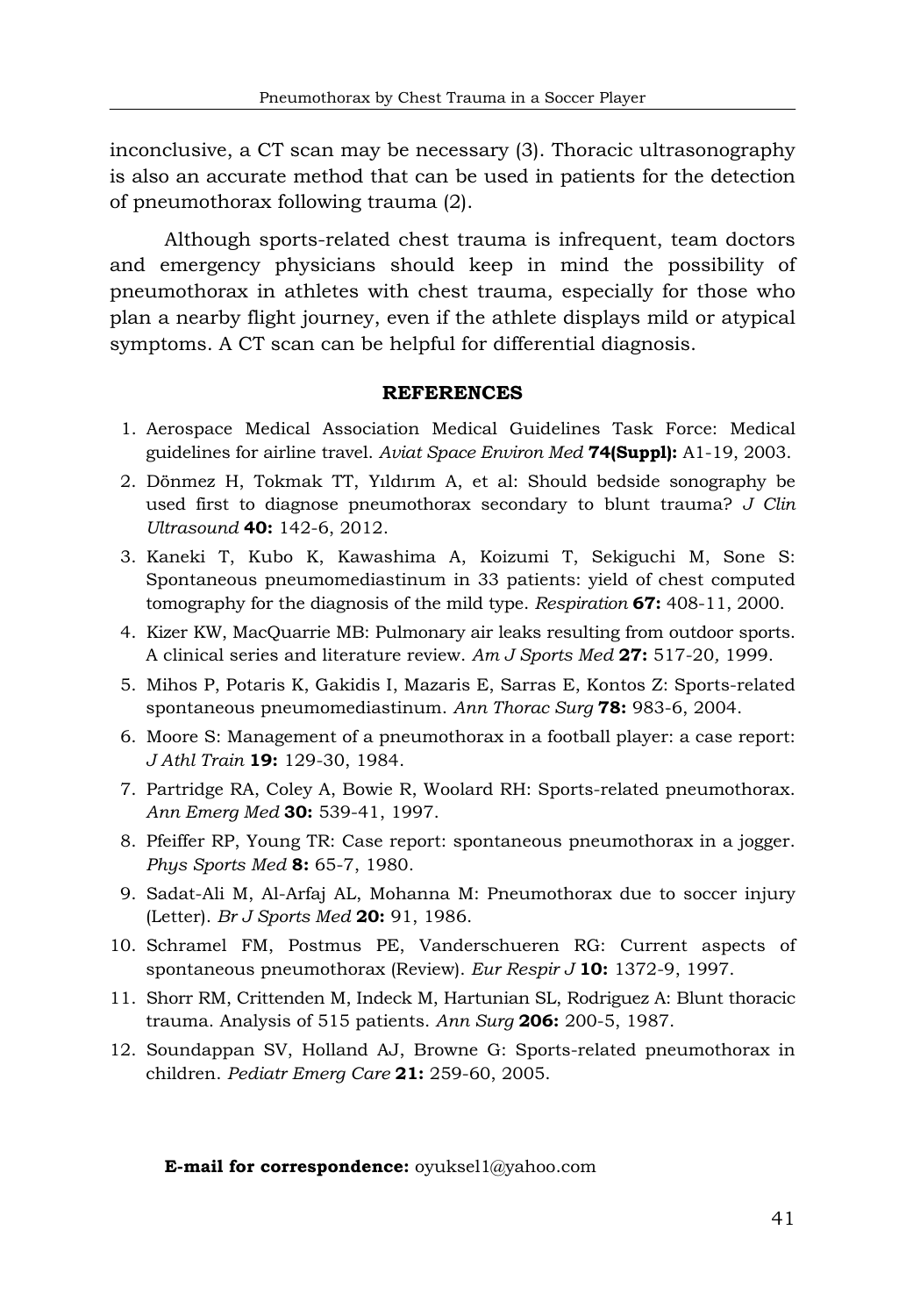inconclusive, a CT scan may be necessary (3). Thoracic ultrasonography is also an accurate method that can be used in patients for the detection of pneumothorax following trauma (2).

Although sports-related chest trauma is infrequent, team doctors and emergency physicians should keep in mind the possibility of pneumothorax in athletes with chest trauma, especially for those who plan a nearby flight journey, even if the athlete displays mild or atypical symptoms. A CT scan can be helpful for differential diagnosis.

## REFERENCES

1. Aerospace Medical Association Medical Guidelines Task Force: Medical guidelines for airline travel. *Aviat Space Environ Med* **74(Suppl):** A1-19, 2003.
2. Dönmez H, Tokmak TT, Yıldırım A, et al: Should bedside sonography be used first to diagnose pneumothorax secondary to blunt trauma? *J Clin Ultrasound* **40:** 142-6, 2012.
3. Kaneki T, Kubo K, Kawashima A, Koizumi T, Sekiguchi M, Sone S: Spontaneous pneumomediastinum in 33 patients: yield of chest computed tomography for the diagnosis of the mild type. *Respiration* **67:** 408-11, 2000.
4. Kizer KW, MacQuarrie MB: Pulmonary air leaks resulting from outdoor sports. A clinical series and literature review. *Am J Sports Med* **27:** 517-20, 1999.
5. Mihos P, Potaris K, Gakidis I, Mazaris E, Sarras E, Kontos Z: Sports-related spontaneous pneumomediastinum. *Ann Thorac Surg* **78:** 983-6, 2004.
6. Moore S: Management of a pneumothorax in a football player: a case report: *J Athl Train* **19:** 129-30, 1984.
7. Partridge RA, Coley A, Bowie R, Woolard RH: Sports-related pneumothorax. *Ann Emerg Med* **30:** 539-41, 1997.
8. Pfeiffer RP, Young TR: Case report: spontaneous pneumothorax in a jogger. *Phys Sports Med* **8:** 65-7, 1980.
9. Sadat-Ali M, Al-Arfaj AL, Mohanna M: Pneumothorax due to soccer injury (Letter). *Br J Sports Med* **20:** 91, 1986.
10. Schramel FM, Postmus PE, Vanderschueren RG: Current aspects of spontaneous pneumothorax (Review). *Eur Respir J* **10:** 1372-9, 1997.
11. Shorr RM, Crittenden M, Indeck M, Hartunian SL, Rodriguez A: Blunt thoracic trauma. Analysis of 515 patients. *Ann Surg* **206:** 200-5, 1987.
12. Soundappan SV, Holland AJ, Browne G: Sports-related pneumothorax in children. *Pediatr Emerg Care* **21:** 259-60, 2005.

**E-mail for correspondence:** oyuksel1@yahoo.com